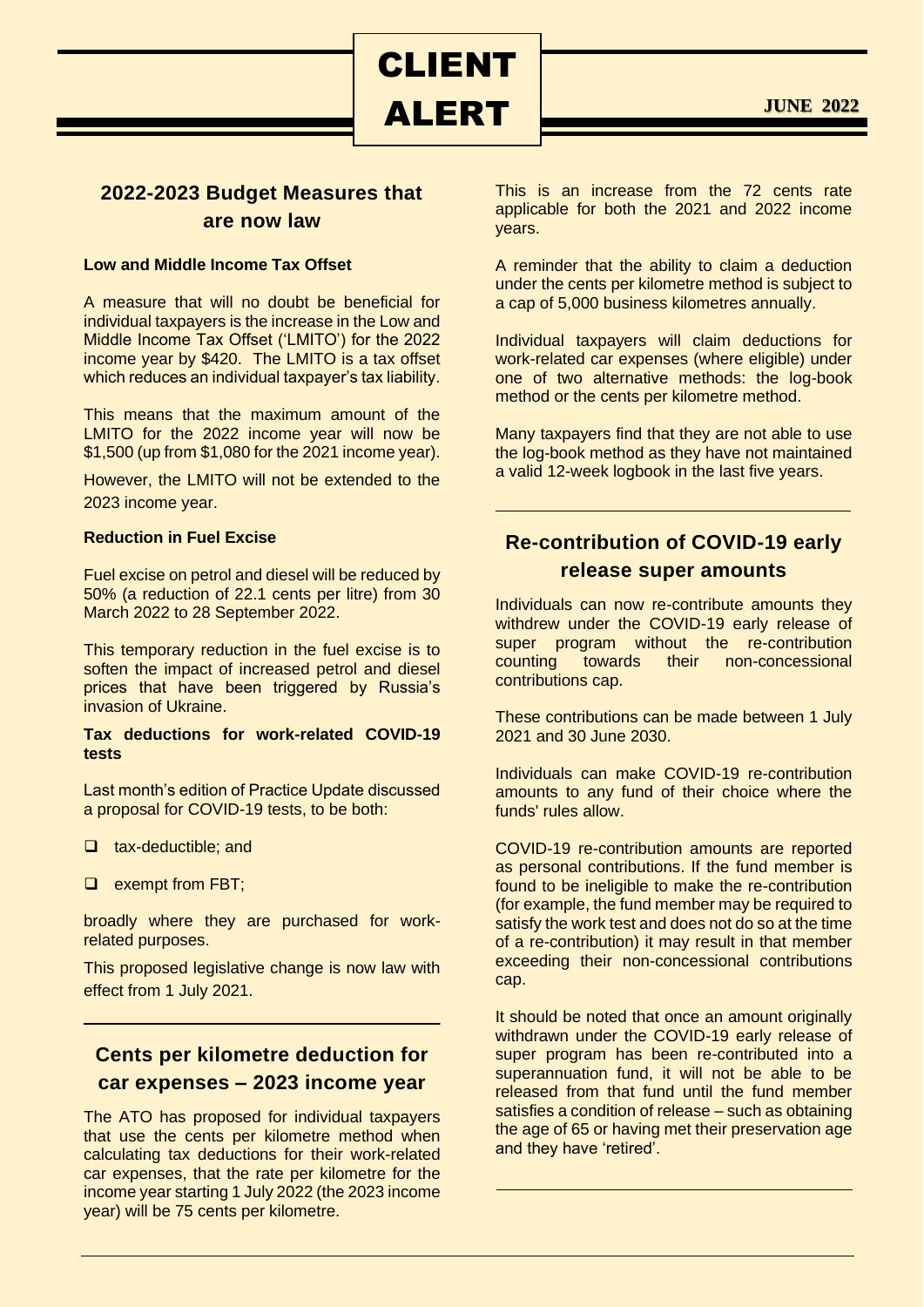# CLIENT ALERT

**JUNE 2022**

## 2022-2023 Budget Measures that are now law

**Low and Middle Income Tax Offset**

A measure that will no doubt be beneficial for individual taxpayers is the increase in the Low and Middle Income Tax Offset ('LMITO') for the 2022 income year by $420. The LMITO is a tax offset which reduces an individual taxpayer's tax liability.

This means that the maximum amount of the LMITO for the 2022 income year will now be $1,500 (up from $1,080 for the 2021 income year).

However, the LMITO will not be extended to the 2023 income year.

**Reduction in Fuel Excise**

Fuel excise on petrol and diesel will be reduced by 50% (a reduction of 22.1 cents per litre) from 30 March 2022 to 28 September 2022.

This temporary reduction in the fuel excise is to soften the impact of increased petrol and diesel prices that have been triggered by Russia's invasion of Ukraine.

**Tax deductions for work-related COVID-19 tests**

Last month's edition of Practice Update discussed a proposal for COVID-19 tests, to be both:

- tax-deductible; and
- exempt from FBT;

broadly where they are purchased for work-related purposes.

This proposed legislative change is now law with effect from 1 July 2021.

## Cents per kilometre deduction for car expenses – 2023 income year

The ATO has proposed for individual taxpayers that use the cents per kilometre method when calculating tax deductions for their work-related car expenses, that the rate per kilometre for the income year starting 1 July 2022 (the 2023 income year) will be 75 cents per kilometre.

This is an increase from the 72 cents rate applicable for both the 2021 and 2022 income years.

A reminder that the ability to claim a deduction under the cents per kilometre method is subject to a cap of 5,000 business kilometres annually.

Individual taxpayers will claim deductions for work-related car expenses (where eligible) under one of two alternative methods: the log-book method or the cents per kilometre method.

Many taxpayers find that they are not able to use the log-book method as they have not maintained a valid 12-week logbook in the last five years.

## Re-contribution of COVID-19 early release super amounts

Individuals can now re-contribute amounts they withdrew under the COVID-19 early release of super program without the re-contribution counting towards their non-concessional contributions cap.

These contributions can be made between 1 July 2021 and 30 June 2030.

Individuals can make COVID-19 re-contribution amounts to any fund of their choice where the funds' rules allow.

COVID-19 re-contribution amounts are reported as personal contributions. If the fund member is found to be ineligible to make the re-contribution (for example, the fund member may be required to satisfy the work test and does not do so at the time of a re-contribution) it may result in that member exceeding their non-concessional contributions cap.

It should be noted that once an amount originally withdrawn under the COVID-19 early release of super program has been re-contributed into a superannuation fund, it will not be able to be released from that fund until the fund member satisfies a condition of release – such as obtaining the age of 65 or having met their preservation age and they have 'retired'.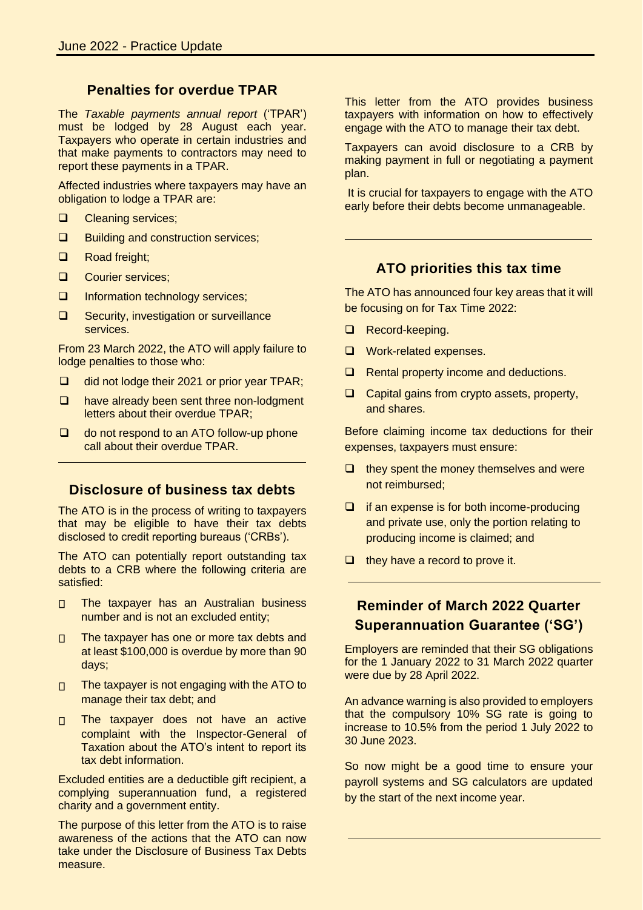## Penalties for overdue TPAR

The *Taxable payments annual report* ('TPAR') must be lodged by 28 August each year. Taxpayers who operate in certain industries and that make payments to contractors may need to report these payments in a TPAR.

Affected industries where taxpayers may have an obligation to lodge a TPAR are:

- Cleaning services;
- Building and construction services;
- Road freight;
- Courier services;
- Information technology services;
- Security, investigation or surveillance services.

From 23 March 2022, the ATO will apply failure to lodge penalties to those who:

- did not lodge their 2021 or prior year TPAR;
- have already been sent three non-lodgment letters about their overdue TPAR;
- do not respond to an ATO follow-up phone call about their overdue TPAR.

## Disclosure of business tax debts

The ATO is in the process of writing to taxpayers that may be eligible to have their tax debts disclosed to credit reporting bureaus ('CRBs').

The ATO can potentially report outstanding tax debts to a CRB where the following criteria are satisfied:

- The taxpayer has an Australian business number and is not an excluded entity;
- The taxpayer has one or more tax debts and at least $100,000 is overdue by more than 90 days;
- The taxpayer is not engaging with the ATO to manage their tax debt; and
- The taxpayer does not have an active complaint with the Inspector-General of Taxation about the ATO's intent to report its tax debt information.

Excluded entities are a deductible gift recipient, a complying superannuation fund, a registered charity and a government entity.

The purpose of this letter from the ATO is to raise awareness of the actions that the ATO can now take under the Disclosure of Business Tax Debts measure.

This letter from the ATO provides business taxpayers with information on how to effectively engage with the ATO to manage their tax debt.

Taxpayers can avoid disclosure to a CRB by making payment in full or negotiating a payment plan.

It is crucial for taxpayers to engage with the ATO early before their debts become unmanageable.

## ATO priorities this tax time

The ATO has announced four key areas that it will be focusing on for Tax Time 2022:

- Record-keeping.
- Work-related expenses.
- Rental property income and deductions.
- Capital gains from crypto assets, property, and shares.

Before claiming income tax deductions for their expenses, taxpayers must ensure:

- they spent the money themselves and were not reimbursed;
- if an expense is for both income-producing and private use, only the portion relating to producing income is claimed; and
- they have a record to prove it.

## Reminder of March 2022 Quarter Superannuation Guarantee ('SG')

Employers are reminded that their SG obligations for the 1 January 2022 to 31 March 2022 quarter were due by 28 April 2022.

An advance warning is also provided to employers that the compulsory 10% SG rate is going to increase to 10.5% from the period 1 July 2022 to 30 June 2023.

So now might be a good time to ensure your payroll systems and SG calculators are updated by the start of the next income year.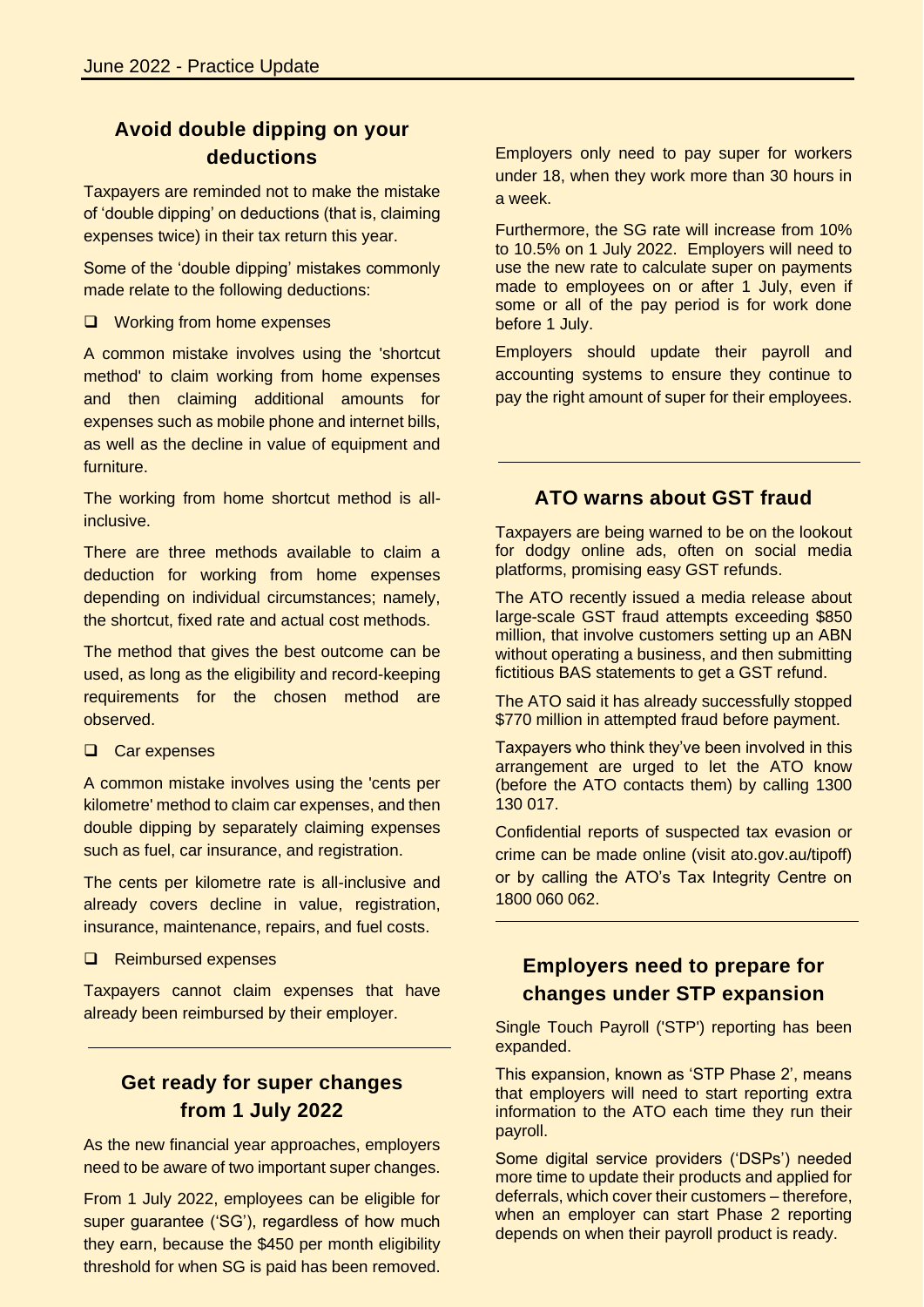## Avoid double dipping on your deductions

Taxpayers are reminded not to make the mistake of 'double dipping' on deductions (that is, claiming expenses twice) in their tax return this year.

Some of the 'double dipping' mistakes commonly made relate to the following deductions:

- Working from home expenses

A common mistake involves using the 'shortcut method' to claim working from home expenses and then claiming additional amounts for expenses such as mobile phone and internet bills, as well as the decline in value of equipment and furniture.

The working from home shortcut method is all-inclusive.

There are three methods available to claim a deduction for working from home expenses depending on individual circumstances; namely, the shortcut, fixed rate and actual cost methods.

The method that gives the best outcome can be used, as long as the eligibility and record-keeping requirements for the chosen method are observed.

- Car expenses

A common mistake involves using the 'cents per kilometre' method to claim car expenses, and then double dipping by separately claiming expenses such as fuel, car insurance, and registration.

The cents per kilometre rate is all-inclusive and already covers decline in value, registration, insurance, maintenance, repairs, and fuel costs.

- Reimbursed expenses

Taxpayers cannot claim expenses that have already been reimbursed by their employer.

## Get ready for super changes from 1 July 2022

As the new financial year approaches, employers need to be aware of two important super changes.

From 1 July 2022, employees can be eligible for super guarantee ('SG'), regardless of how much they earn, because the $450 per month eligibility threshold for when SG is paid has been removed.

Employers only need to pay super for workers under 18, when they work more than 30 hours in a week.

Furthermore, the SG rate will increase from 10% to 10.5% on 1 July 2022. Employers will need to use the new rate to calculate super on payments made to employees on or after 1 July, even if some or all of the pay period is for work done before 1 July.

Employers should update their payroll and accounting systems to ensure they continue to pay the right amount of super for their employees.

## ATO warns about GST fraud

Taxpayers are being warned to be on the lookout for dodgy online ads, often on social media platforms, promising easy GST refunds.

The ATO recently issued a media release about large-scale GST fraud attempts exceeding $850 million, that involve customers setting up an ABN without operating a business, and then submitting fictitious BAS statements to get a GST refund.

The ATO said it has already successfully stopped $770 million in attempted fraud before payment.

Taxpayers who think they've been involved in this arrangement are urged to let the ATO know (before the ATO contacts them) by calling 1300 130 017.

Confidential reports of suspected tax evasion or crime can be made online (visit ato.gov.au/tipoff) or by calling the ATO's Tax Integrity Centre on 1800 060 062.

## Employers need to prepare for changes under STP expansion

Single Touch Payroll ('STP') reporting has been expanded.

This expansion, known as 'STP Phase 2', means that employers will need to start reporting extra information to the ATO each time they run their payroll.

Some digital service providers ('DSPs') needed more time to update their products and applied for deferrals, which cover their customers – therefore, when an employer can start Phase 2 reporting depends on when their payroll product is ready.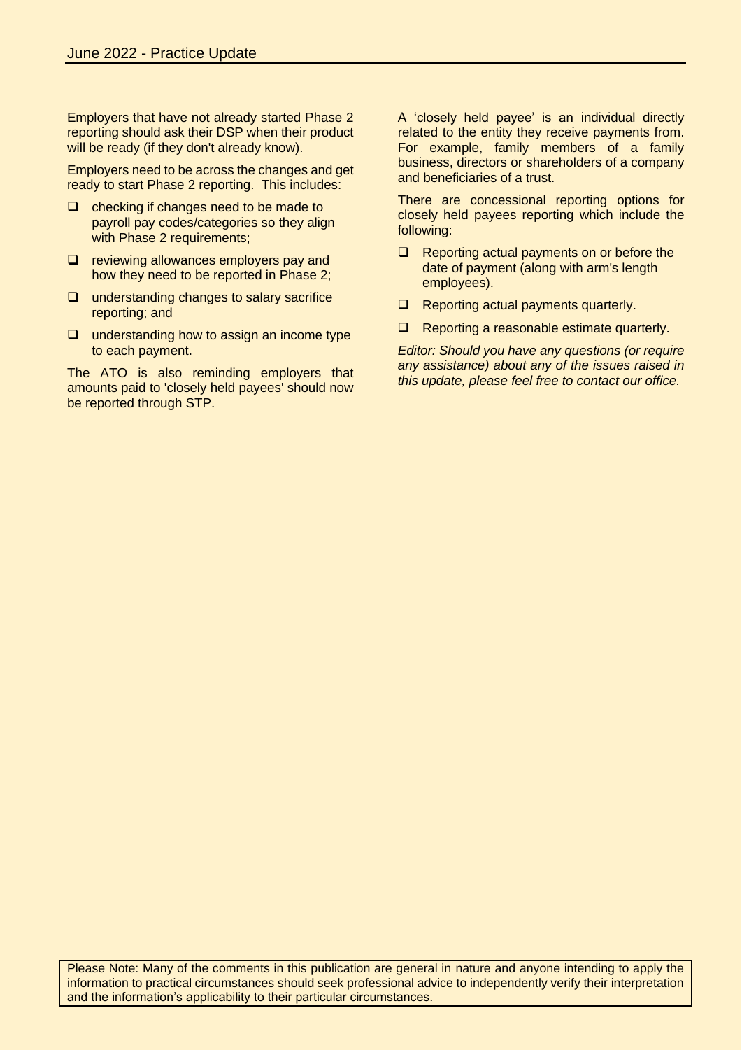Employers that have not already started Phase 2 reporting should ask their DSP when their product will be ready (if they don't already know).

Employers need to be across the changes and get ready to start Phase 2 reporting. This includes:

- checking if changes need to be made to payroll pay codes/categories so they align with Phase 2 requirements;
- reviewing allowances employers pay and how they need to be reported in Phase 2;
- understanding changes to salary sacrifice reporting; and
- understanding how to assign an income type to each payment.

The ATO is also reminding employers that amounts paid to 'closely held payees' should now be reported through STP.

A 'closely held payee' is an individual directly related to the entity they receive payments from. For example, family members of a family business, directors or shareholders of a company and beneficiaries of a trust.

There are concessional reporting options for closely held payees reporting which include the following:

- Reporting actual payments on or before the date of payment (along with arm's length employees).
- Reporting actual payments quarterly.
- Reporting a reasonable estimate quarterly.

*Editor: Should you have any questions (or require any assistance) about any of the issues raised in this update, please feel free to contact our office.*

Please Note: Many of the comments in this publication are general in nature and anyone intending to apply the information to practical circumstances should seek professional advice to independently verify their interpretation and the information's applicability to their particular circumstances.